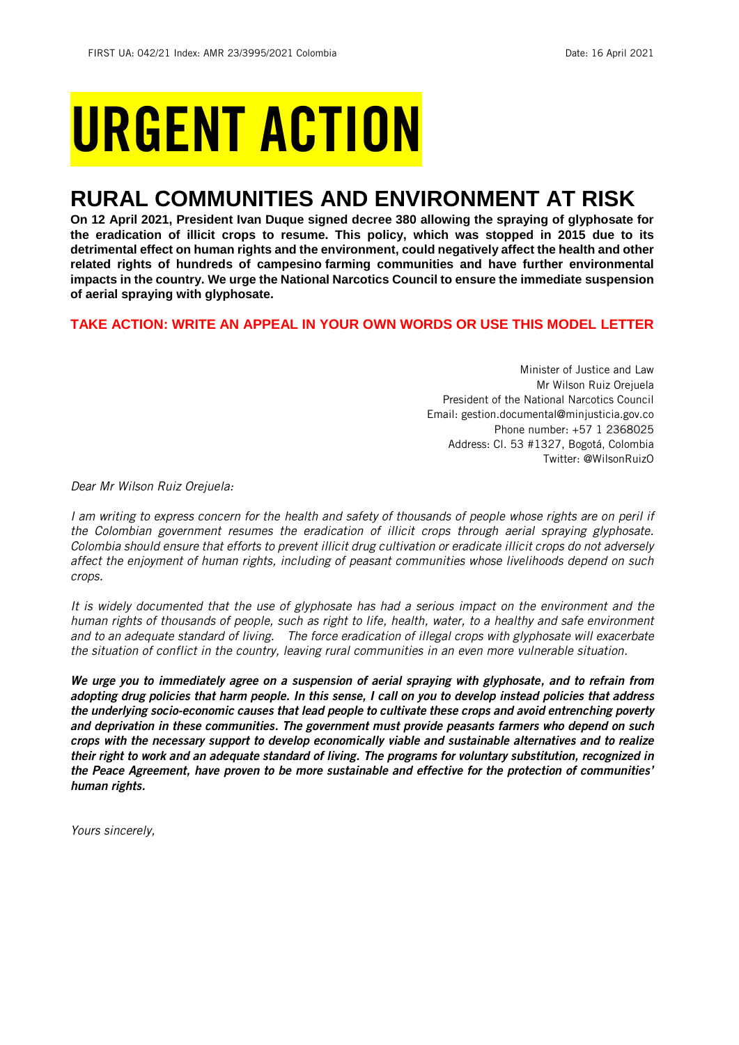# URGENT ACTION

## RURAL COMMUNITIES AND ENVIRONMENT AT RISK

**On 12 April 2021, President Ivan Duque signed decree 380 allowing the spraying of glyphosate for the eradication of illicit crops to resume. This policy, which was stopped in 2015 due to its detrimental effect on human rights and the environment, could negatively affect the health and other related rights of hundreds of campesino farming communities and have further environmental impacts in the country. We urge the National Narcotics Council to ensure the immediate suspension of aerial spraying with glyphosate.**

**TAKE ACTION: WRITE AN APPEAL IN YOUR OWN WORDS OR USE THIS MODEL LETTER**

Minister of Justice and Law
Mr Wilson Ruiz Orejuela
President of the National Narcotics Council
Email: gestion.documental@minjusticia.gov.co
Phone number: +57 1 2368025
Address: Cl. 53 #1327, Bogotá, Colombia
Twitter: @WilsonRuizO

*Dear Mr Wilson Ruiz Orejuela:*

*I am writing to express concern for the health and safety of thousands of people whose rights are on peril if the Colombian government resumes the eradication of illicit crops through aerial spraying glyphosate. Colombia should ensure that efforts to prevent illicit drug cultivation or eradicate illicit crops do not adversely affect the enjoyment of human rights, including of peasant communities whose livelihoods depend on such crops.*

*It is widely documented that the use of glyphosate has had a serious impact on the environment and the human rights of thousands of people, such as right to life, health, water, to a healthy and safe environment and to an adequate standard of living. The force eradication of illegal crops with glyphosate will exacerbate the situation of conflict in the country, leaving rural communities in an even more vulnerable situation.*

***We urge you to immediately agree on a suspension of aerial spraying with glyphosate, and to refrain from adopting drug policies that harm people. In this sense, I call on you to develop instead policies that address the underlying socio-economic causes that lead people to cultivate these crops and avoid entrenching poverty and deprivation in these communities. The government must provide peasants farmers who depend on such crops with the necessary support to develop economically viable and sustainable alternatives and to realize their right to work and an adequate standard of living. The programs for voluntary substitution, recognized in the Peace Agreement, have proven to be more sustainable and effective for the protection of communities' human rights.***

*Yours sincerely,*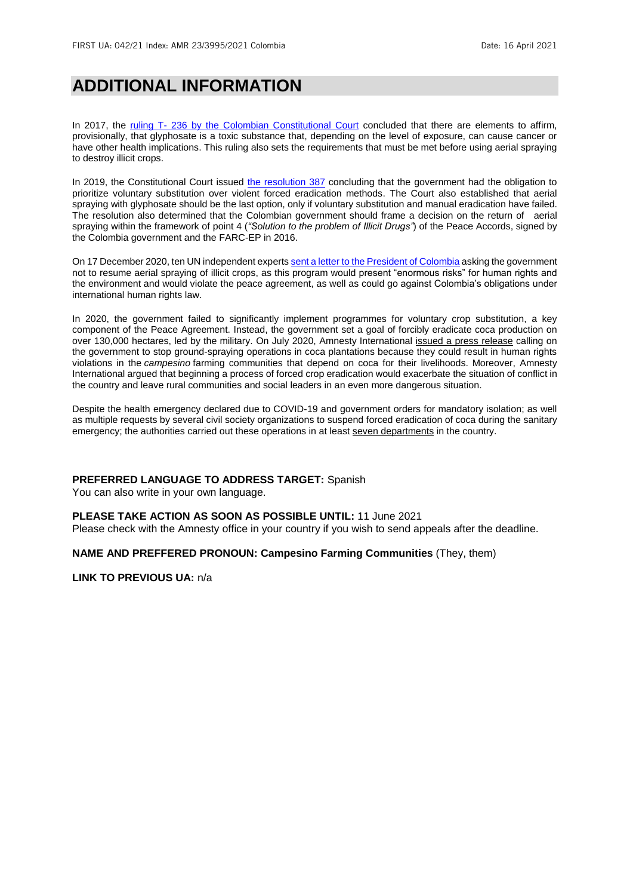# ADDITIONAL INFORMATION

In 2017, the ruling T- 236 by the Colombian Constitutional Court concluded that there are elements to affirm, provisionally, that glyphosate is a toxic substance that, depending on the level of exposure, can cause cancer or have other health implications. This ruling also sets the requirements that must be met before using aerial spraying to destroy illicit crops.

In 2019, the Constitutional Court issued the resolution 387 concluding that the government had the obligation to prioritize voluntary substitution over violent forced eradication methods. The Court also established that aerial spraying with glyphosate should be the last option, only if voluntary substitution and manual eradication have failed. The resolution also determined that the Colombian government should frame a decision on the return of aerial spraying within the framework of point 4 (*"Solution to the problem of Illicit Drugs"*) of the Peace Accords, signed by the Colombia government and the FARC-EP in 2016.

On 17 December 2020, ten UN independent experts sent a letter to the President of Colombia asking the government not to resume aerial spraying of illicit crops, as this program would present "enormous risks" for human rights and the environment and would violate the peace agreement, as well as could go against Colombia's obligations under international human rights law.

In 2020, the government failed to significantly implement programmes for voluntary crop substitution, a key component of the Peace Agreement. Instead, the government set a goal of forcibly eradicate coca production on over 130,000 hectares, led by the military. On July 2020, Amnesty International issued a press release calling on the government to stop ground-spraying operations in coca plantations because they could result in human rights violations in the *campesino* farming communities that depend on coca for their livelihoods. Moreover, Amnesty International argued that beginning a process of forced crop eradication would exacerbate the situation of conflict in the country and leave rural communities and social leaders in an even more dangerous situation.

Despite the health emergency declared due to COVID-19 and government orders for mandatory isolation; as well as multiple requests by several civil society organizations to suspend forced eradication of coca during the sanitary emergency; the authorities carried out these operations in at least seven departments in the country.

**PREFERRED LANGUAGE TO ADDRESS TARGET:** Spanish
You can also write in your own language.

**PLEASE TAKE ACTION AS SOON AS POSSIBLE UNTIL:** 11 June 2021
Please check with the Amnesty office in your country if you wish to send appeals after the deadline.

**NAME AND PREFFERED PRONOUN: Campesino Farming Communities** (They, them)

**LINK TO PREVIOUS UA:** n/a